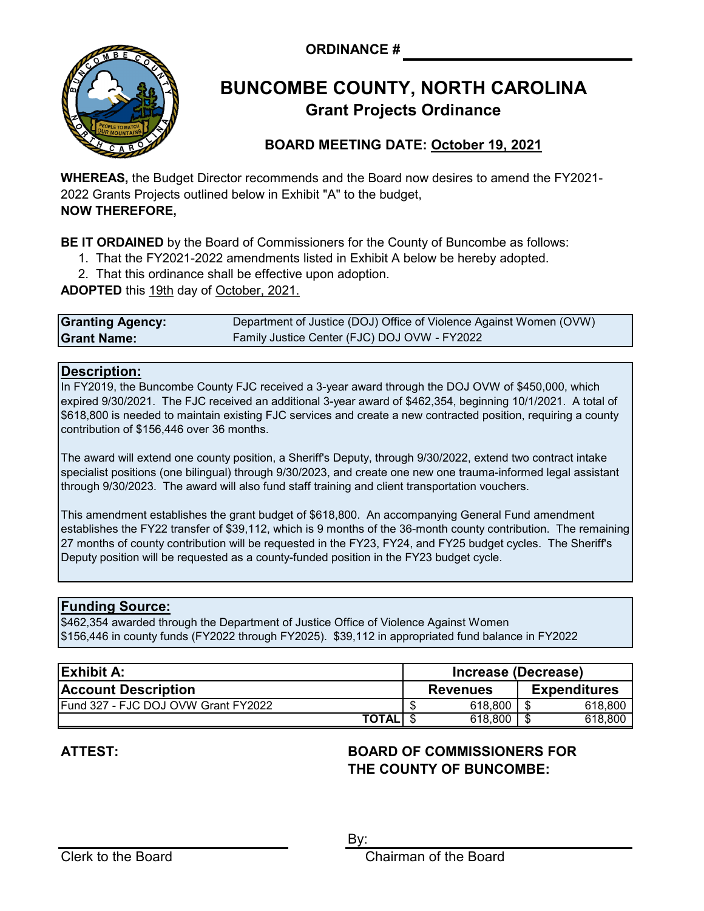**ORDINANCE # \_\_\_\_\_\_\_\_\_\_\_\_\_\_\_\_\_\_\_\_**

# BUNCOMBE COUNTY, NORTH CAROLINA

## Grant Projects Ordinance

**BOARD MEETING DATE: October 19, 2021**

**WHEREAS,** the Budget Director recommends and the Board now desires to amend the FY2021-2022 Grants Projects outlined below in Exhibit "A" to the budget,
**NOW THEREFORE,**

**BE IT ORDAINED** by the Board of Commissioners for the County of Buncombe as follows:

1. That the FY2021-2022 amendments listed in Exhibit A below be hereby adopted.
2. That this ordinance shall be effective upon adoption.

**ADOPTED** this 19th day of October, 2021.

| | |
|---|---|
| **Granting Agency:** | Department of Justice (DOJ) Office of Violence Against Women (OVW) |
| **Grant Name:** | Family Justice Center (FJC) DOJ OVW - FY2022 |

**Description:**

In FY2019, the Buncombe County FJC received a 3-year award through the DOJ OVW of $450,000, which expired 9/30/2021. The FJC received an additional 3-year award of $462,354, beginning 10/1/2021. A total of $618,800 is needed to maintain existing FJC services and create a new contracted position, requiring a county contribution of $156,446 over 36 months.

The award will extend one county position, a Sheriff's Deputy, through 9/30/2022, extend two contract intake specialist positions (one bilingual) through 9/30/2023, and create one new one trauma-informed legal assistant through 9/30/2023. The award will also fund staff training and client transportation vouchers.

This amendment establishes the grant budget of $618,800. An accompanying General Fund amendment establishes the FY22 transfer of $39,112, which is 9 months of the 36-month county contribution. The remaining 27 months of county contribution will be requested in the FY23, FY24, and FY25 budget cycles. The Sheriff's Deputy position will be requested as a county-funded position in the FY23 budget cycle.

**Funding Source:**

$462,354 awarded through the Department of Justice Office of Violence Against Women
$156,446 in county funds (FY2022 through FY2025). $39,112 in appropriated fund balance in FY2022

| **Exhibit A:** | **Increase (Decrease)** | |
|---|---|---|
| **Account Description** | **Revenues** | **Expenditures** |
| Fund 327 - FJC DOJ OVW Grant FY2022 | $ 618,800 | $ 618,800 |
| **TOTAL** | $ 618,800 | $ 618,800 |

**ATTEST:**

\_\_\_\_\_\_\_\_\_\_\_\_\_\_\_\_\_\_\_\_
Clerk to the Board

**BOARD OF COMMISSIONERS FOR THE COUNTY OF BUNCOMBE:**

By: \_\_\_\_\_\_\_\_\_\_\_\_\_\_\_\_\_\_\_\_
Chairman of the Board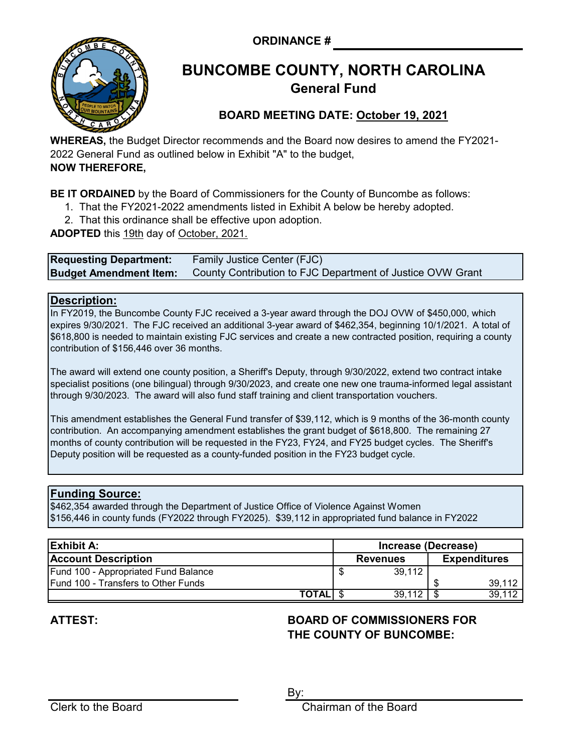**ORDINANCE #** ______________________

# BUNCOMBE COUNTY, NORTH CAROLINA

## General Fund

### BOARD MEETING DATE: October 19, 2021

**WHEREAS,** the Budget Director recommends and the Board now desires to amend the FY2021-2022 General Fund as outlined below in Exhibit "A" to the budget,
**NOW THEREFORE,**

**BE IT ORDAINED** by the Board of Commissioners for the County of Buncombe as follows:

1. That the FY2021-2022 amendments listed in Exhibit A below be hereby adopted.
2. That this ordinance shall be effective upon adoption.

**ADOPTED** this 19th day of October, 2021.

| | |
|---|---|
| **Requesting Department:** | Family Justice Center (FJC) |
| **Budget Amendment Item:** | County Contribution to FJC Department of Justice OVW Grant |

**Description:**

In FY2019, the Buncombe County FJC received a 3-year award through the DOJ OVW of $450,000, which expires 9/30/2021. The FJC received an additional 3-year award of $462,354, beginning 10/1/2021. A total of $618,800 is needed to maintain existing FJC services and create a new contracted position, requiring a county contribution of $156,446 over 36 months.

The award will extend one county position, a Sheriff's Deputy, through 9/30/2022, extend two contract intake specialist positions (one bilingual) through 9/30/2023, and create one new one trauma-informed legal assistant through 9/30/2023. The award will also fund staff training and client transportation vouchers.

This amendment establishes the General Fund transfer of $39,112, which is 9 months of the 36-month county contribution. An accompanying amendment establishes the grant budget of $618,800. The remaining 27 months of county contribution will be requested in the FY23, FY24, and FY25 budget cycles. The Sheriff's Deputy position will be requested as a county-funded position in the FY23 budget cycle.

**Funding Source:**

$462,354 awarded through the Department of Justice Office of Violence Against Women
$156,446 in county funds (FY2022 through FY2025). $39,112 in appropriated fund balance in FY2022

| **Exhibit A:** | Increase (Decrease) | |
|---|---|---|
| **Account Description** | **Revenues** | **Expenditures** |
| Fund 100 - Appropriated Fund Balance | $ 39,112 | |
| Fund 100 - Transfers to Other Funds | | $ 39,112 |
| **TOTAL** | $ 39,112 | $ 39,112 |

**ATTEST:**

______________________
Clerk to the Board

**BOARD OF COMMISSIONERS FOR THE COUNTY OF BUNCOMBE:**

By: ______________________
Chairman of the Board